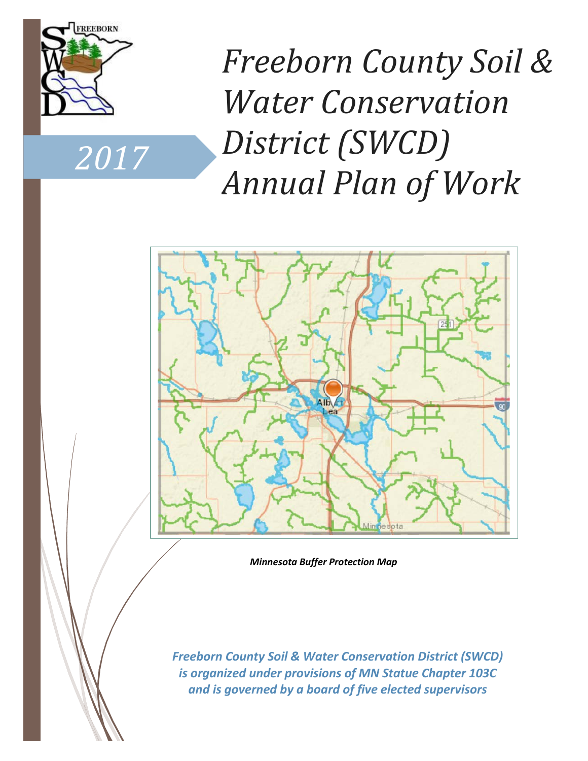2017

# Freeborn County Soil & Water Conservation District (SWCD) Annual Plan of Work

***Minnesota Buffer Protection Map***

***Freeborn County Soil & Water Conservation District (SWCD) is organized under provisions of MN Statue Chapter 103C and is governed by a board of five elected supervisors***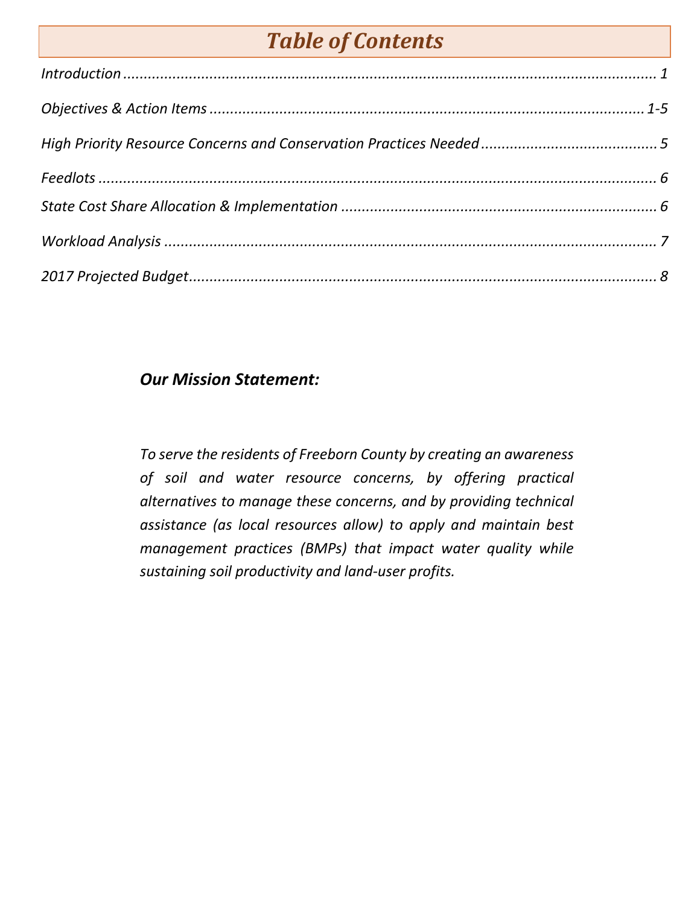# *Table of Contents*

*Introduction* ..................................................................................................................... *1*

*Objectives & Action Items* ........................................................................................... *1-5*

*High Priority Resource Concerns and Conservation Practices Needed* .......................................... *5*

*Feedlots* ............................................................................................................................ *6*

*State Cost Share Allocation & Implementation* ............................................................................ *6*

*Workload Analysis* ............................................................................................................ *7*

*2017 Projected Budget* ...................................................................................................... *8*

### *Our Mission Statement:*

*To serve the residents of Freeborn County by creating an awareness of soil and water resource concerns, by offering practical alternatives to manage these concerns, and by providing technical assistance (as local resources allow) to apply and maintain best management practices (BMPs) that impact water quality while sustaining soil productivity and land-user profits.*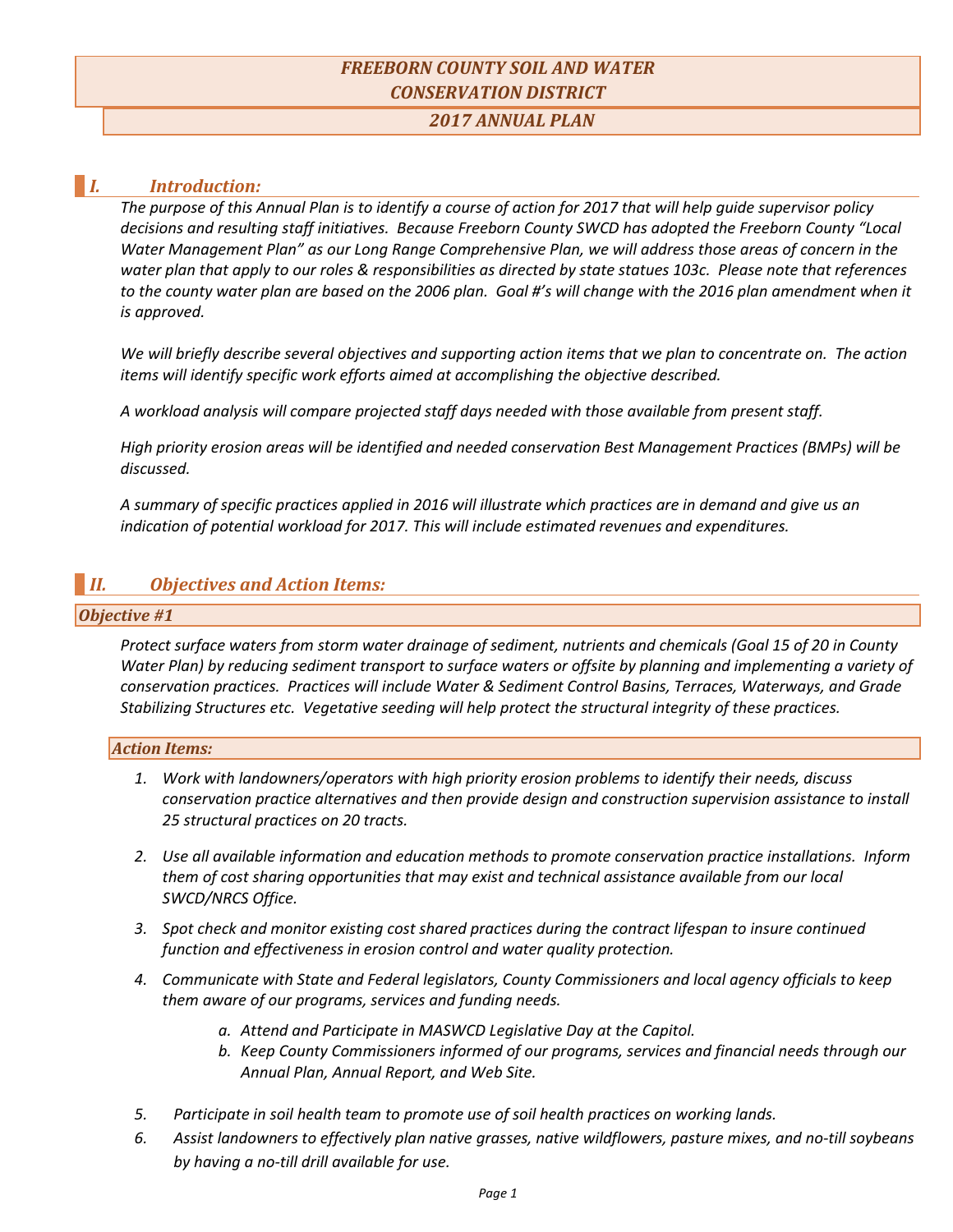# *FREEBORN COUNTY SOIL AND WATER CONSERVATION DISTRICT*

## *2017 ANNUAL PLAN*

## *I. Introduction:*

*The purpose of this Annual Plan is to identify a course of action for 2017 that will help guide supervisor policy decisions and resulting staff initiatives. Because Freeborn County SWCD has adopted the Freeborn County "Local Water Management Plan" as our Long Range Comprehensive Plan, we will address those areas of concern in the water plan that apply to our roles & responsibilities as directed by state statues 103c. Please note that references to the county water plan are based on the 2006 plan. Goal #'s will change with the 2016 plan amendment when it is approved.*

*We will briefly describe several objectives and supporting action items that we plan to concentrate on. The action items will identify specific work efforts aimed at accomplishing the objective described.*

*A workload analysis will compare projected staff days needed with those available from present staff.*

*High priority erosion areas will be identified and needed conservation Best Management Practices (BMPs) will be discussed.*

*A summary of specific practices applied in 2016 will illustrate which practices are in demand and give us an indication of potential workload for 2017. This will include estimated revenues and expenditures.*

## *II. Objectives and Action Items:*

### *Objective #1*

*Protect surface waters from storm water drainage of sediment, nutrients and chemicals (Goal 15 of 20 in County Water Plan) by reducing sediment transport to surface waters or offsite by planning and implementing a variety of conservation practices. Practices will include Water & Sediment Control Basins, Terraces, Waterways, and Grade Stabilizing Structures etc. Vegetative seeding will help protect the structural integrity of these practices.*

### *Action Items:*

1. *Work with landowners/operators with high priority erosion problems to identify their needs, discuss conservation practice alternatives and then provide design and construction supervision assistance to install 25 structural practices on 20 tracts.*
2. *Use all available information and education methods to promote conservation practice installations. Inform them of cost sharing opportunities that may exist and technical assistance available from our local SWCD/NRCS Office.*
3. *Spot check and monitor existing cost shared practices during the contract lifespan to insure continued function and effectiveness in erosion control and water quality protection.*
4. *Communicate with State and Federal legislators, County Commissioners and local agency officials to keep them aware of our programs, services and funding needs.*
    a. *Attend and Participate in MASWCD Legislative Day at the Capitol.*
    b. *Keep County Commissioners informed of our programs, services and financial needs through our Annual Plan, Annual Report, and Web Site.*
5. *Participate in soil health team to promote use of soil health practices on working lands.*
6. *Assist landowners to effectively plan native grasses, native wildflowers, pasture mixes, and no-till soybeans by having a no-till drill available for use.*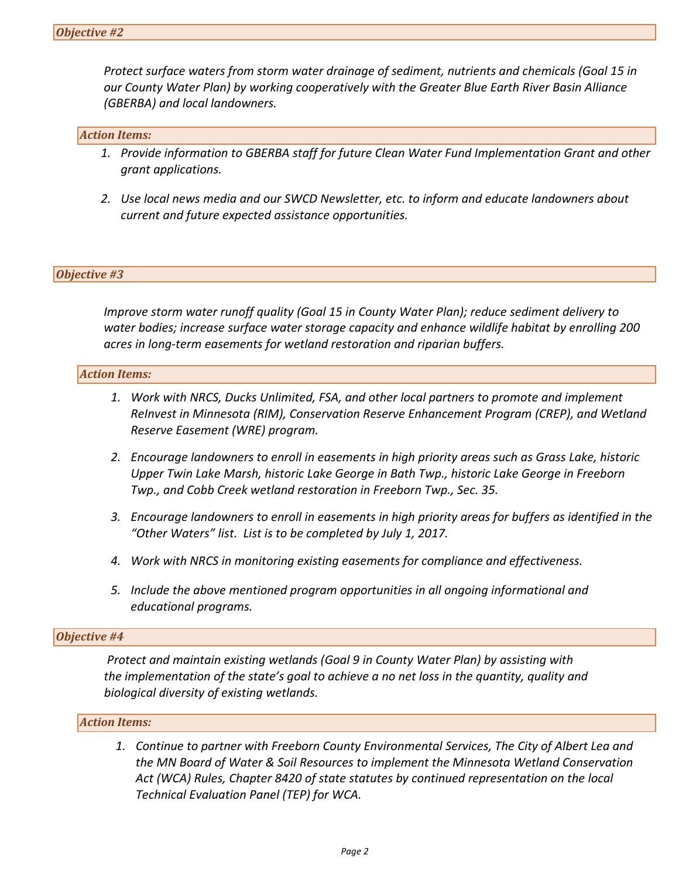### *Objective #2*

*Protect surface waters from storm water drainage of sediment, nutrients and chemicals (Goal 15 in our County Water Plan) by working cooperatively with the Greater Blue Earth River Basin Alliance (GBERBA) and local landowners.*

#### *Action Items:*

1. *Provide information to GBERBA staff for future Clean Water Fund Implementation Grant and other grant applications.*

2. *Use local news media and our SWCD Newsletter, etc. to inform and educate landowners about current and future expected assistance opportunities.*

### *Objective #3*

*Improve storm water runoff quality (Goal 15 in County Water Plan); reduce sediment delivery to water bodies; increase surface water storage capacity and enhance wildlife habitat by enrolling 200 acres in long-term easements for wetland restoration and riparian buffers.*

#### *Action Items:*

1. *Work with NRCS, Ducks Unlimited, FSA, and other local partners to promote and implement ReInvest in Minnesota (RIM), Conservation Reserve Enhancement Program (CREP), and Wetland Reserve Easement (WRE) program.*

2. *Encourage landowners to enroll in easements in high priority areas such as Grass Lake, historic Upper Twin Lake Marsh, historic Lake George in Bath Twp., historic Lake George in Freeborn Twp., and Cobb Creek wetland restoration in Freeborn Twp., Sec. 35.*

3. *Encourage landowners to enroll in easements in high priority areas for buffers as identified in the "Other Waters" list. List is to be completed by July 1, 2017.*

4. *Work with NRCS in monitoring existing easements for compliance and effectiveness.*

5. *Include the above mentioned program opportunities in all ongoing informational and educational programs.*

### *Objective #4*

*Protect and maintain existing wetlands (Goal 9 in County Water Plan) by assisting with the implementation of the state's goal to achieve a no net loss in the quantity, quality and biological diversity of existing wetlands.*

#### *Action Items:*

1. *Continue to partner with Freeborn County Environmental Services, The City of Albert Lea and the MN Board of Water & Soil Resources to implement the Minnesota Wetland Conservation Act (WCA) Rules, Chapter 8420 of state statutes by continued representation on the local Technical Evaluation Panel (TEP) for WCA.*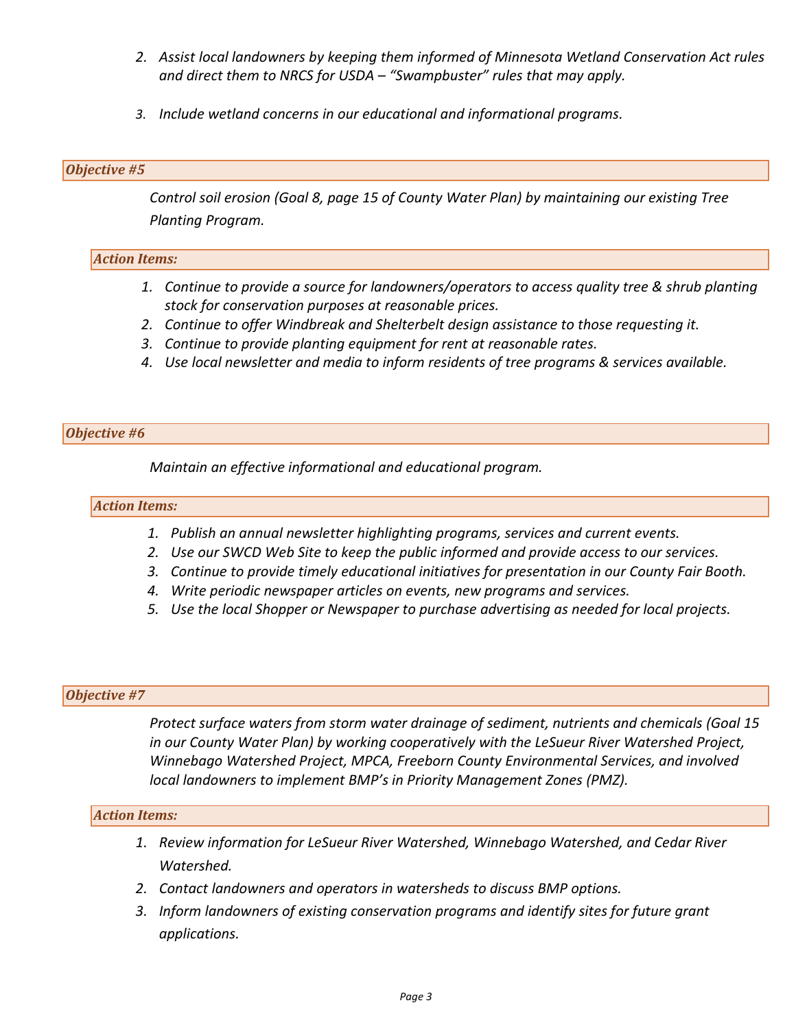2. *Assist local landowners by keeping them informed of Minnesota Wetland Conservation Act rules and direct them to NRCS for USDA – "Swampbuster" rules that may apply.*

3. *Include wetland concerns in our educational and informational programs.*

### *Objective #5*

*Control soil erosion (Goal 8, page 15 of County Water Plan) by maintaining our existing Tree Planting Program.*

#### *Action Items:*

1. *Continue to provide a source for landowners/operators to access quality tree & shrub planting stock for conservation purposes at reasonable prices.*
2. *Continue to offer Windbreak and Shelterbelt design assistance to those requesting it.*
3. *Continue to provide planting equipment for rent at reasonable rates.*
4. *Use local newsletter and media to inform residents of tree programs & services available.*

### *Objective #6*

*Maintain an effective informational and educational program.*

#### *Action Items:*

1. *Publish an annual newsletter highlighting programs, services and current events.*
2. *Use our SWCD Web Site to keep the public informed and provide access to our services.*
3. *Continue to provide timely educational initiatives for presentation in our County Fair Booth.*
4. *Write periodic newspaper articles on events, new programs and services.*
5. *Use the local Shopper or Newspaper to purchase advertising as needed for local projects.*

### *Objective #7*

*Protect surface waters from storm water drainage of sediment, nutrients and chemicals (Goal 15 in our County Water Plan) by working cooperatively with the LeSueur River Watershed Project, Winnebago Watershed Project, MPCA, Freeborn County Environmental Services, and involved local landowners to implement BMP's in Priority Management Zones (PMZ).*

#### *Action Items:*

1. *Review information for LeSueur River Watershed, Winnebago Watershed, and Cedar River Watershed.*
2. *Contact landowners and operators in watersheds to discuss BMP options.*
3. *Inform landowners of existing conservation programs and identify sites for future grant applications.*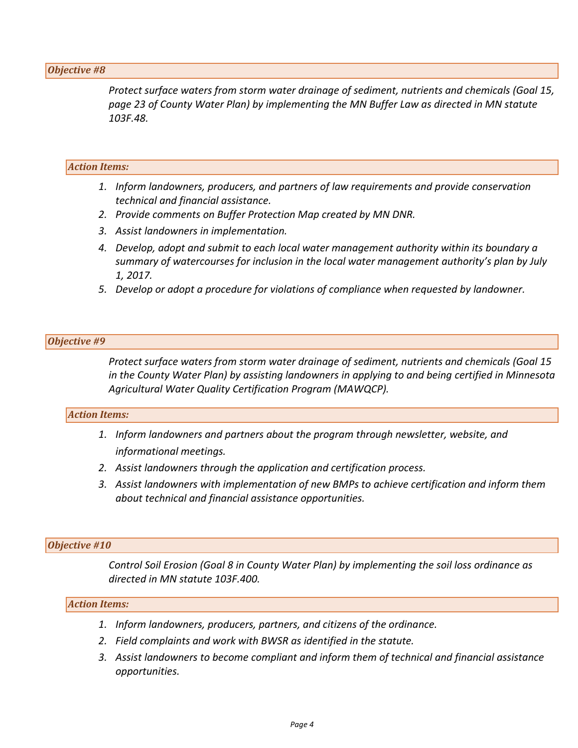### *Objective #8*

*Protect surface waters from storm water drainage of sediment, nutrients and chemicals (Goal 15, page 23 of County Water Plan) by implementing the MN Buffer Law as directed in MN statute 103F.48.*

#### *Action Items:*

1. *Inform landowners, producers, and partners of law requirements and provide conservation technical and financial assistance.*
2. *Provide comments on Buffer Protection Map created by MN DNR.*
3. *Assist landowners in implementation.*
4. *Develop, adopt and submit to each local water management authority within its boundary a summary of watercourses for inclusion in the local water management authority's plan by July 1, 2017.*
5. *Develop or adopt a procedure for violations of compliance when requested by landowner.*

### *Objective #9*

*Protect surface waters from storm water drainage of sediment, nutrients and chemicals (Goal 15 in the County Water Plan) by assisting landowners in applying to and being certified in Minnesota Agricultural Water Quality Certification Program (MAWQCP).*

#### *Action Items:*

1. *Inform landowners and partners about the program through newsletter, website, and informational meetings.*
2. *Assist landowners through the application and certification process.*
3. *Assist landowners with implementation of new BMPs to achieve certification and inform them about technical and financial assistance opportunities.*

### *Objective #10*

*Control Soil Erosion (Goal 8 in County Water Plan) by implementing the soil loss ordinance as directed in MN statute 103F.400.*

#### *Action Items:*

1. *Inform landowners, producers, partners, and citizens of the ordinance.*
2. *Field complaints and work with BWSR as identified in the statute.*
3. *Assist landowners to become compliant and inform them of technical and financial assistance opportunities.*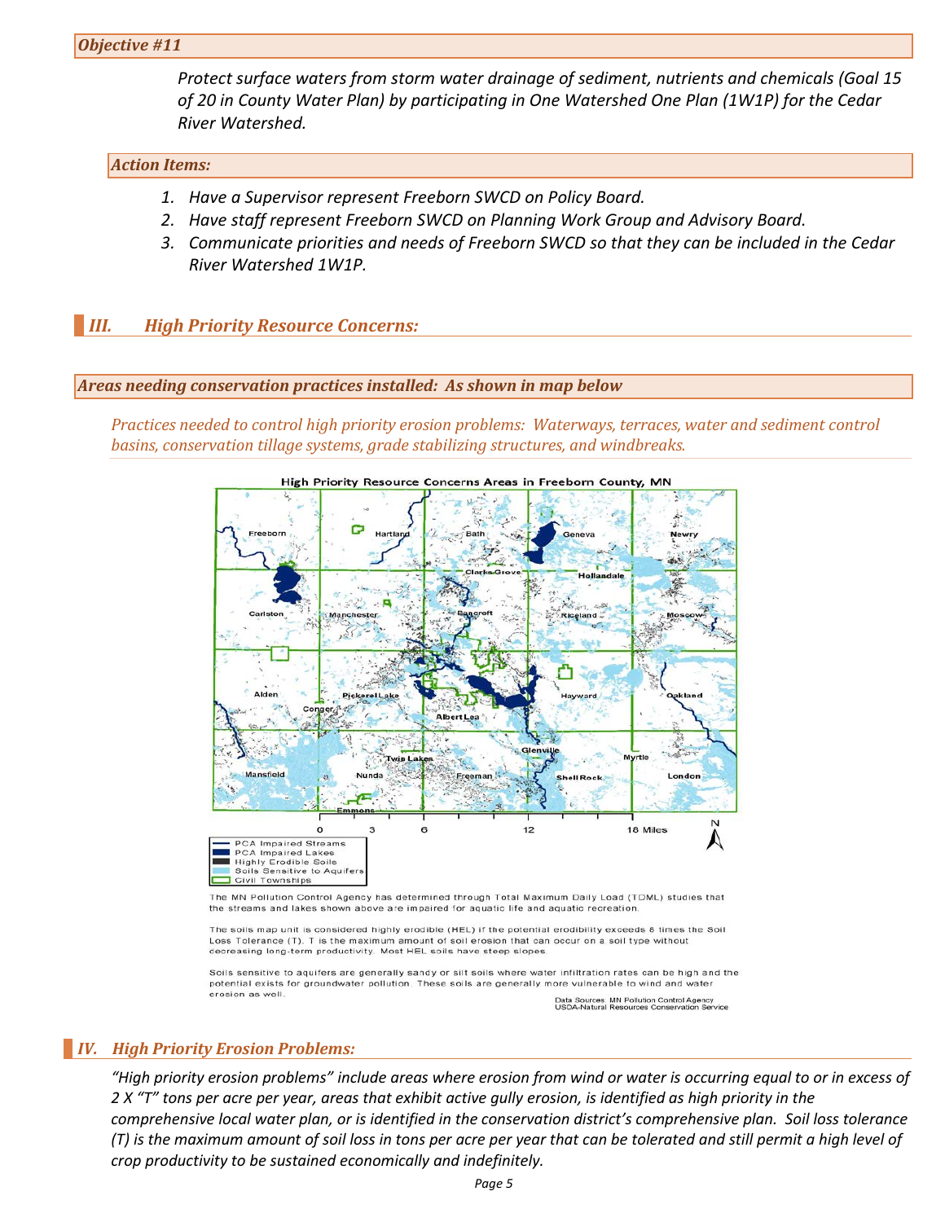### *Objective #11*

*Protect surface waters from storm water drainage of sediment, nutrients and chemicals (Goal 15 of 20 in County Water Plan) by participating in One Watershed One Plan (1W1P) for the Cedar River Watershed.*

#### *Action Items:*

1. *Have a Supervisor represent Freeborn SWCD on Policy Board.*
2. *Have staff represent Freeborn SWCD on Planning Work Group and Advisory Board.*
3. *Communicate priorities and needs of Freeborn SWCD so that they can be included in the Cedar River Watershed 1W1P.*

## *III. High Priority Resource Concerns:*

### *Areas needing conservation practices installed: As shown in map below*

*Practices needed to control high priority erosion problems: Waterways, terraces, water and sediment control basins, conservation tillage systems, grade stabilizing structures, and windbreaks.*

**High Priority Resource Concerns Areas in Freeborn County, MN**

Legend: PCA Impaired Streams; PCA Impaired Lakes; Highly Erodible Soils; Soils Sensitive to Aquifers; Civil Townships

Scale: 0, 3, 6, 12, 18 Miles

The MN Pollution Control Agency has determined through Total Maximum Daily Load (TDML) studies that the streams and lakes shown above are impaired for aquatic life and aquatic recreation.

The soils map unit is considered highly erodible (HEL) if the potential erodibility exceeds 8 times the Soil Loss Tolerance (T). T is the maximum amount of soil erosion that can occur on a soil type without decreasing long-term productivity. Most HEL soils have steep slopes.

Soils sensitive to aquifers are generally sandy or silt soils where water infiltration rates can be high and the potential exists for groundwater pollution. These soils are generally more vulnerable to wind and water erosion as well.

Data Sources: MN Pollution Control Agency
USDA-Natural Resources Conservation Service

## *IV. High Priority Erosion Problems:*

*"High priority erosion problems" include areas where erosion from wind or water is occurring equal to or in excess of 2 X "T" tons per acre per year, areas that exhibit active gully erosion, is identified as high priority in the comprehensive local water plan, or is identified in the conservation district's comprehensive plan. Soil loss tolerance (T) is the maximum amount of soil loss in tons per acre per year that can be tolerated and still permit a high level of crop productivity to be sustained economically and indefinitely.*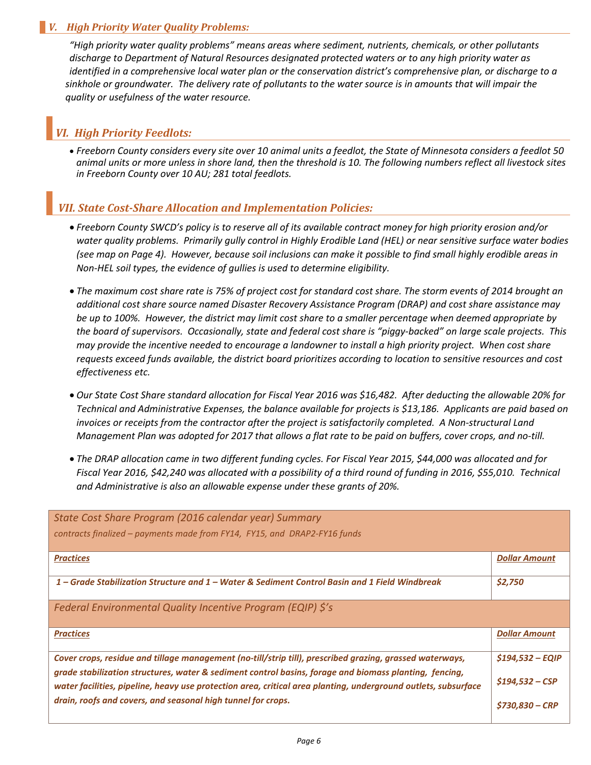## *V. High Priority Water Quality Problems:*

*"High priority water quality problems" means areas where sediment, nutrients, chemicals, or other pollutants discharge to Department of Natural Resources designated protected waters or to any high priority water as identified in a comprehensive local water plan or the conservation district's comprehensive plan, or discharge to a sinkhole or groundwater. The delivery rate of pollutants to the water source is in amounts that will impair the quality or usefulness of the water resource.*

## *VI. High Priority Feedlots:*

- *Freeborn County considers every site over 10 animal units a feedlot, the State of Minnesota considers a feedlot 50 animal units or more unless in shore land, then the threshold is 10. The following numbers reflect all livestock sites in Freeborn County over 10 AU; 281 total feedlots.*

## *VII. State Cost-Share Allocation and Implementation Policies:*

- *Freeborn County SWCD's policy is to reserve all of its available contract money for high priority erosion and/or water quality problems. Primarily gully control in Highly Erodible Land (HEL) or near sensitive surface water bodies (see map on Page 4). However, because soil inclusions can make it possible to find small highly erodible areas in Non-HEL soil types, the evidence of gullies is used to determine eligibility.*

- *The maximum cost share rate is 75% of project cost for standard cost share. The storm events of 2014 brought an additional cost share source named Disaster Recovery Assistance Program (DRAP) and cost share assistance may be up to 100%. However, the district may limit cost share to a smaller percentage when deemed appropriate by the board of supervisors. Occasionally, state and federal cost share is "piggy-backed" on large scale projects. This may provide the incentive needed to encourage a landowner to install a high priority project. When cost share requests exceed funds available, the district board prioritizes according to location to sensitive resources and cost effectiveness etc.*

- *Our State Cost Share standard allocation for Fiscal Year 2016 was $16,482. After deducting the allowable 20% for Technical and Administrative Expenses, the balance available for projects is $13,186. Applicants are paid based on invoices or receipts from the contractor after the project is satisfactorily completed. A Non-structural Land Management Plan was adopted for 2017 that allows a flat rate to be paid on buffers, cover crops, and no-till.*

- *The DRAP allocation came in two different funding cycles. For Fiscal Year 2015, $44,000 was allocated and for Fiscal Year 2016, $42,240 was allocated with a possibility of a third round of funding in 2016, $55,010. Technical and Administrative is also an allowable expense under these grants of 20%.*

| *State Cost Share Program (2016 calendar year) Summary*<br>*contracts finalized – payments made from FY14, FY15, and DRAP2-FY16 funds* | |
|---|---|
| ***Practices*** | ***Dollar Amount*** |
| ***1 – Grade Stabilization Structure and 1 – Water & Sediment Control Basin and 1 Field Windbreak*** | ***$2,750*** |
| *Federal Environmental Quality Incentive Program (EQIP) $'s* | |
| ***Practices*** | ***Dollar Amount*** |
| ***Cover crops, residue and tillage management (no-till/strip till), prescribed grazing, grassed waterways, grade stabilization structures, water & sediment control basins, forage and biomass planting, fencing, water facilities, pipeline, heavy use protection area, critical area planting, underground outlets, subsurface drain, roofs and covers, and seasonal high tunnel for crops.*** | ***$194,532 – EQIP***<br>***$194,532 – CSP***<br>***$730,830 – CRP*** |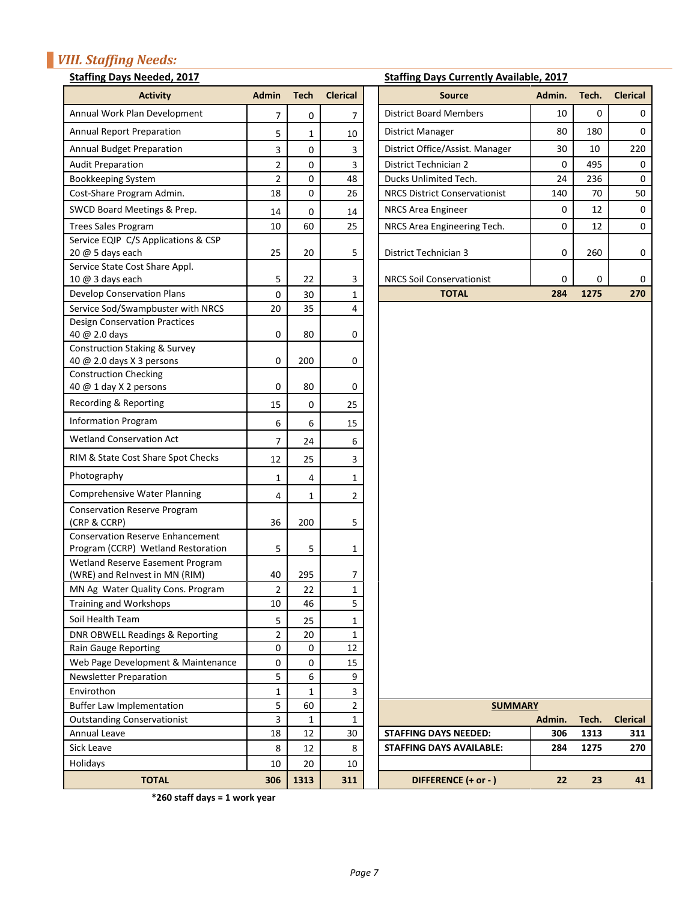## *VIII. Staffing Needs:*

**Staffing Days Needed, 2017**

| Activity | Admin | Tech | Clerical |
|---|---|---|---|
| Annual Work Plan Development | 7 | 0 | 7 |
| Annual Report Preparation | 5 | 1 | 10 |
| Annual Budget Preparation | 3 | 0 | 3 |
| Audit Preparation | 2 | 0 | 3 |
| Bookkeeping System | 2 | 0 | 48 |
| Cost-Share Program Admin. | 18 | 0 | 26 |
| SWCD Board Meetings & Prep. | 14 | 0 | 14 |
| Trees Sales Program | 10 | 60 | 25 |
| Service EQIP C/S Applications & CSP 20 @ 5 days each | 25 | 20 | 5 |
| Service State Cost Share Appl. 10 @ 3 days each | 5 | 22 | 3 |
| Develop Conservation Plans | 0 | 30 | 1 |
| Service Sod/Swampbuster with NRCS | 20 | 35 | 4 |
| Design Conservation Practices 40 @ 2.0 days | 0 | 80 | 0 |
| Construction Staking & Survey 40 @ 2.0 days X 3 persons | 0 | 200 | 0 |
| Construction Checking 40 @ 1 day X 2 persons | 0 | 80 | 0 |
| Recording & Reporting | 15 | 0 | 25 |
| Information Program | 6 | 6 | 15 |
| Wetland Conservation Act | 7 | 24 | 6 |
| RIM & State Cost Share Spot Checks | 12 | 25 | 3 |
| Photography | 1 | 4 | 1 |
| Comprehensive Water Planning | 4 | 1 | 2 |
| Conservation Reserve Program (CRP & CCRP) | 36 | 200 | 5 |
| Conservation Reserve Enhancement Program (CCRP) Wetland Restoration | 5 | 5 | 1 |
| Wetland Reserve Easement Program (WRE) and ReInvest in MN (RIM) | 40 | 295 | 7 |
| MN Ag Water Quality Cons. Program | 2 | 22 | 1 |
| Training and Workshops | 10 | 46 | 5 |
| Soil Health Team | 5 | 25 | 1 |
| DNR OBWELL Readings & Reporting | 2 | 20 | 1 |
| Rain Gauge Reporting | 0 | 0 | 12 |
| Web Page Development & Maintenance | 0 | 0 | 15 |
| Newsletter Preparation | 5 | 6 | 9 |
| Envirothon | 1 | 1 | 3 |
| Buffer Law Implementation | 5 | 60 | 2 |
| Outstanding Conservationist | 3 | 1 | 1 |
| Annual Leave | 18 | 12 | 30 |
| Sick Leave | 8 | 12 | 8 |
| Holidays | 10 | 20 | 10 |
| **TOTAL** | **306** | **1313** | **311** |

**\*260 staff days = 1 work year**

**Staffing Days Currently Available, 2017**

| Source | Admin. | Tech. | Clerical |
|---|---|---|---|
| District Board Members | 10 | 0 | 0 |
| District Manager | 80 | 180 | 0 |
| District Office/Assist. Manager | 30 | 10 | 220 |
| District Technician 2 | 0 | 495 | 0 |
| Ducks Unlimited Tech. | 24 | 236 | 0 |
| NRCS District Conservationist | 140 | 70 | 50 |
| NRCS Area Engineer | 0 | 12 | 0 |
| NRCS Area Engineering Tech. | 0 | 12 | 0 |
| District Technician 3 | 0 | 260 | 0 |
| NRCS Soil Conservationist | 0 | 0 | 0 |
| **TOTAL** | **284** | **1275** | **270** |

**SUMMARY**

| | Admin. | Tech. | Clerical |
|---|---|---|---|
| **STAFFING DAYS NEEDED:** | **306** | **1313** | **311** |
| **STAFFING DAYS AVAILABLE:** | **284** | **1275** | **270** |
| | | | |
| **DIFFERENCE (+ or - )** | **22** | **23** | **41** |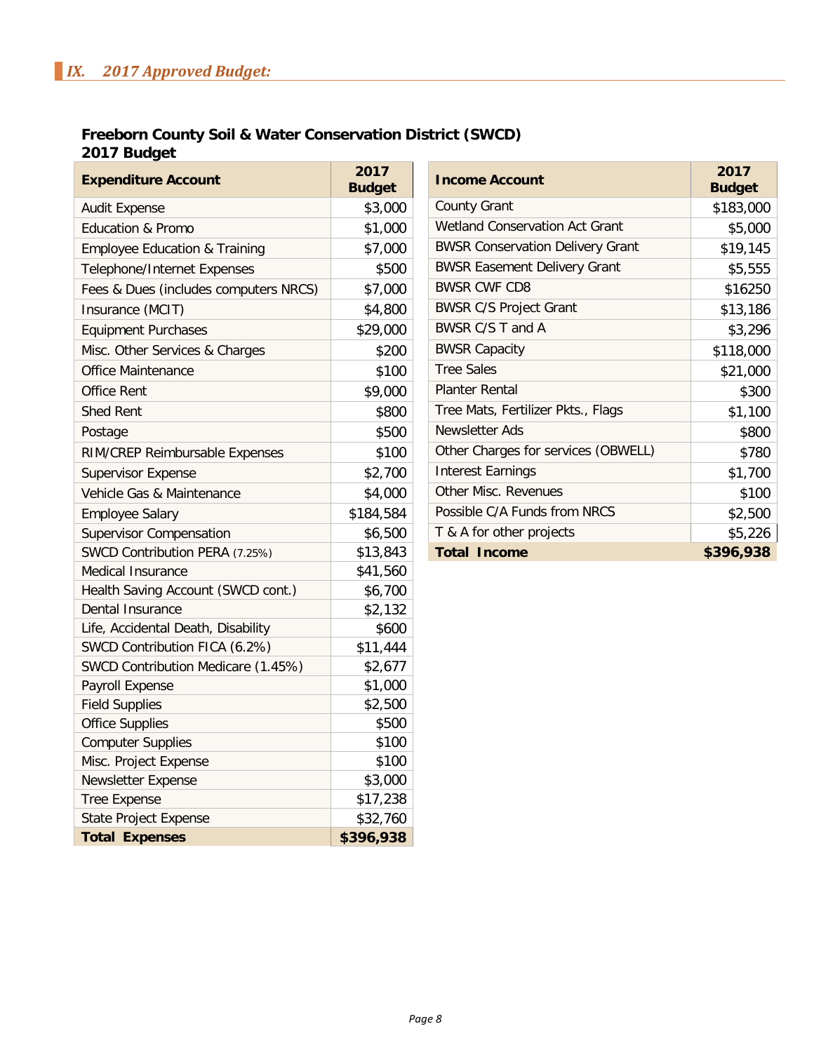## *IX. 2017 Approved Budget:*

**Freeborn County Soil & Water Conservation District (SWCD)**
**2017 Budget**

| Expenditure Account | 2017 Budget |
|---|---|
| Audit Expense | $3,000 |
| Education & Promo | $1,000 |
| Employee Education & Training | $7,000 |
| Telephone/Internet Expenses | $500 |
| Fees & Dues (includes computers NRCS) | $7,000 |
| Insurance (MCIT) | $4,800 |
| Equipment Purchases | $29,000 |
| Misc. Other Services & Charges | $200 |
| Office Maintenance | $100 |
| Office Rent | $9,000 |
| Shed Rent | $800 |
| Postage | $500 |
| RIM/CREP Reimbursable Expenses | $100 |
| Supervisor Expense | $2,700 |
| Vehicle Gas & Maintenance | $4,000 |
| Employee Salary | $184,584 |
| Supervisor Compensation | $6,500 |
| SWCD Contribution PERA (7.25%) | $13,843 |
| Medical Insurance | $41,560 |
| Health Saving Account (SWCD cont.) | $6,700 |
| Dental Insurance | $2,132 |
| Life, Accidental Death, Disability | $600 |
| SWCD Contribution FICA (6.2%) | $11,444 |
| SWCD Contribution Medicare (1.45%) | $2,677 |
| Payroll Expense | $1,000 |
| Field Supplies | $2,500 |
| Office Supplies | $500 |
| Computer Supplies | $100 |
| Misc. Project Expense | $100 |
| Newsletter Expense | $3,000 |
| Tree Expense | $17,238 |
| State Project Expense | $32,760 |
| **Total Expenses** | **$396,938** |

| Income Account | 2017 Budget |
|---|---|
| County Grant | $183,000 |
| Wetland Conservation Act Grant | $5,000 |
| BWSR Conservation Delivery Grant | $19,145 |
| BWSR Easement Delivery Grant | $5,555 |
| BWSR CWF CD8 | $16250 |
| BWSR C/S Project Grant | $13,186 |
| BWSR C/S T and A | $3,296 |
| BWSR Capacity | $118,000 |
| Tree Sales | $21,000 |
| Planter Rental | $300 |
| Tree Mats, Fertilizer Pkts., Flags | $1,100 |
| Newsletter Ads | $800 |
| Other Charges for services (OBWELL) | $780 |
| Interest Earnings | $1,700 |
| Other Misc. Revenues | $100 |
| Possible C/A Funds from NRCS | $2,500 |
| T & A for other projects | $5,226 |
| **Total Income** | **$396,938** |